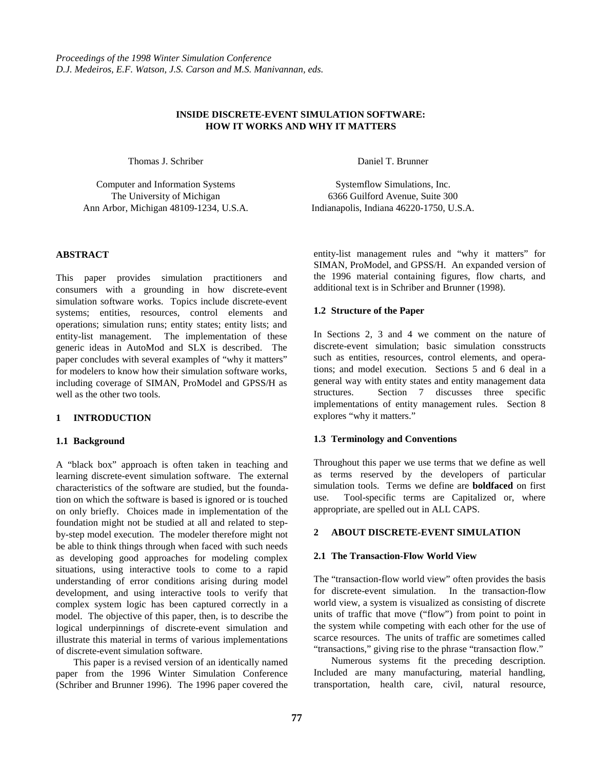*Proceedings of the 1998 Winter Simulation Conference*
*D.J. Medeiros, E.F. Watson, J.S. Carson and M.S. Manivannan, eds.*

# INSIDE DISCRETE-EVENT SIMULATION SOFTWARE: HOW IT WORKS AND WHY IT MATTERS

Thomas J. Schriber

Computer and Information Systems
The University of Michigan
Ann Arbor, Michigan 48109-1234, U.S.A.

Daniel T. Brunner

Systemflow Simulations, Inc.
6366 Guilford Avenue, Suite 300
Indianapolis, Indiana 46220-1750, U.S.A.

## ABSTRACT

This paper provides simulation practitioners and consumers with a grounding in how discrete-event simulation software works. Topics include discrete-event systems; entities, resources, control elements and operations; simulation runs; entity states; entity lists; and entity-list management. The implementation of these generic ideas in AutoMod and SLX is described. The paper concludes with several examples of "why it matters" for modelers to know how their simulation software works, including coverage of SIMAN, ProModel and GPSS/H as well as the other two tools.

## 1 INTRODUCTION

### 1.1 Background

A "black box" approach is often taken in teaching and learning discrete-event simulation software. The external characteristics of the software are studied, but the foundation on which the software is based is ignored or is touched on only briefly. Choices made in implementation of the foundation might not be studied at all and related to step-by-step model execution. The modeler therefore might not be able to think things through when faced with such needs as developing good approaches for modeling complex situations, using interactive tools to come to a rapid understanding of error conditions arising during model development, and using interactive tools to verify that complex system logic has been captured correctly in a model. The objective of this paper, then, is to describe the logical underpinnings of discrete-event simulation and illustrate this material in terms of various implementations of discrete-event simulation software.

This paper is a revised version of an identically named paper from the 1996 Winter Simulation Conference (Schriber and Brunner 1996). The 1996 paper covered the entity-list management rules and "why it matters" for SIMAN, ProModel, and GPSS/H. An expanded version of the 1996 material containing figures, flow charts, and additional text is in Schriber and Brunner (1998).

### 1.2 Structure of the Paper

In Sections 2, 3 and 4 we comment on the nature of discrete-event simulation; basic simulation consstructs such as entities, resources, control elements, and operations; and model execution. Sections 5 and 6 deal in a general way with entity states and entity management data structures. Section 7 discusses three specific implementations of entity management rules. Section 8 explores "why it matters."

### 1.3 Terminology and Conventions

Throughout this paper we use terms that we define as well as terms reserved by the developers of particular simulation tools. Terms we define are **boldfaced** on first use. Tool-specific terms are Capitalized or, where appropriate, are spelled out in ALL CAPS.

## 2 ABOUT DISCRETE-EVENT SIMULATION

### 2.1 The Transaction-Flow World View

The "transaction-flow world view" often provides the basis for discrete-event simulation. In the transaction-flow world view, a system is visualized as consisting of discrete units of traffic that move ("flow") from point to point in the system while competing with each other for the use of scarce resources. The units of traffic are sometimes called "transactions," giving rise to the phrase "transaction flow."

Numerous systems fit the preceding description. Included are many manufacturing, material handling, transportation, health care, civil, natural resource,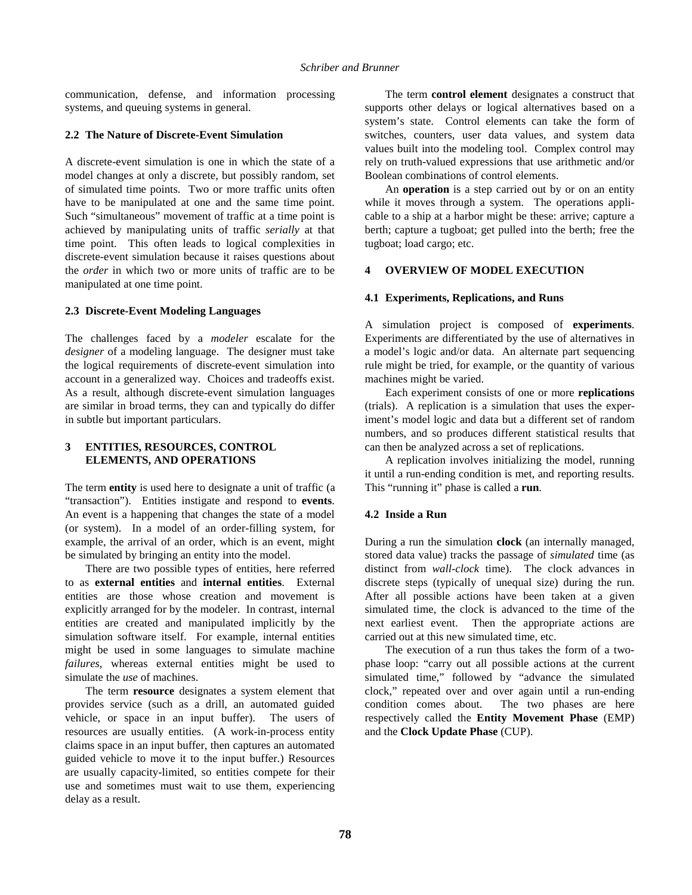communication, defense, and information processing systems, and queuing systems in general.

### 2.2 The Nature of Discrete-Event Simulation

A discrete-event simulation is one in which the state of a model changes at only a discrete, but possibly random, set of simulated time points. Two or more traffic units often have to be manipulated at one and the same time point. Such "simultaneous" movement of traffic at a time point is achieved by manipulating units of traffic *serially* at that time point. This often leads to logical complexities in discrete-event simulation because it raises questions about the *order* in which two or more units of traffic are to be manipulated at one time point.

### 2.3 Discrete-Event Modeling Languages

The challenges faced by a *modeler* escalate for the *designer* of a modeling language. The designer must take the logical requirements of discrete-event simulation into account in a generalized way. Choices and tradeoffs exist. As a result, although discrete-event simulation languages are similar in broad terms, they can and typically do differ in subtle but important particulars.

## 3 ENTITIES, RESOURCES, CONTROL ELEMENTS, AND OPERATIONS

The term **entity** is used here to designate a unit of traffic (a "transaction"). Entities instigate and respond to **events**. An event is a happening that changes the state of a model (or system). In a model of an order-filling system, for example, the arrival of an order, which is an event, might be simulated by bringing an entity into the model.

There are two possible types of entities, here referred to as **external entities** and **internal entities**. External entities are those whose creation and movement is explicitly arranged for by the modeler. In contrast, internal entities are created and manipulated implicitly by the simulation software itself. For example, internal entities might be used in some languages to simulate machine *failures*, whereas external entities might be used to simulate the *use* of machines.

The term **resource** designates a system element that provides service (such as a drill, an automated guided vehicle, or space in an input buffer). The users of resources are usually entities. (A work-in-process entity claims space in an input buffer, then captures an automated guided vehicle to move it to the input buffer.) Resources are usually capacity-limited, so entities compete for their use and sometimes must wait to use them, experiencing delay as a result.

The term **control element** designates a construct that supports other delays or logical alternatives based on a system's state. Control elements can take the form of switches, counters, user data values, and system data values built into the modeling tool. Complex control may rely on truth-valued expressions that use arithmetic and/or Boolean combinations of control elements.

An **operation** is a step carried out by or on an entity while it moves through a system. The operations applicable to a ship at a harbor might be these: arrive; capture a berth; capture a tugboat; get pulled into the berth; free the tugboat; load cargo; etc.

## 4 OVERVIEW OF MODEL EXECUTION

### 4.1 Experiments, Replications, and Runs

A simulation project is composed of **experiments**. Experiments are differentiated by the use of alternatives in a model's logic and/or data. An alternate part sequencing rule might be tried, for example, or the quantity of various machines might be varied.

Each experiment consists of one or more **replications** (trials). A replication is a simulation that uses the experiment's model logic and data but a different set of random numbers, and so produces different statistical results that can then be analyzed across a set of replications.

A replication involves initializing the model, running it until a run-ending condition is met, and reporting results. This "running it" phase is called a **run**.

### 4.2 Inside a Run

During a run the simulation **clock** (an internally managed, stored data value) tracks the passage of *simulated* time (as distinct from *wall-clock* time). The clock advances in discrete steps (typically of unequal size) during the run. After all possible actions have been taken at a given simulated time, the clock is advanced to the time of the next earliest event. Then the appropriate actions are carried out at this new simulated time, etc.

The execution of a run thus takes the form of a two-phase loop: "carry out all possible actions at the current simulated time," followed by "advance the simulated clock," repeated over and over again until a run-ending condition comes about. The two phases are here respectively called the **Entity Movement Phase** (EMP) and the **Clock Update Phase** (CUP).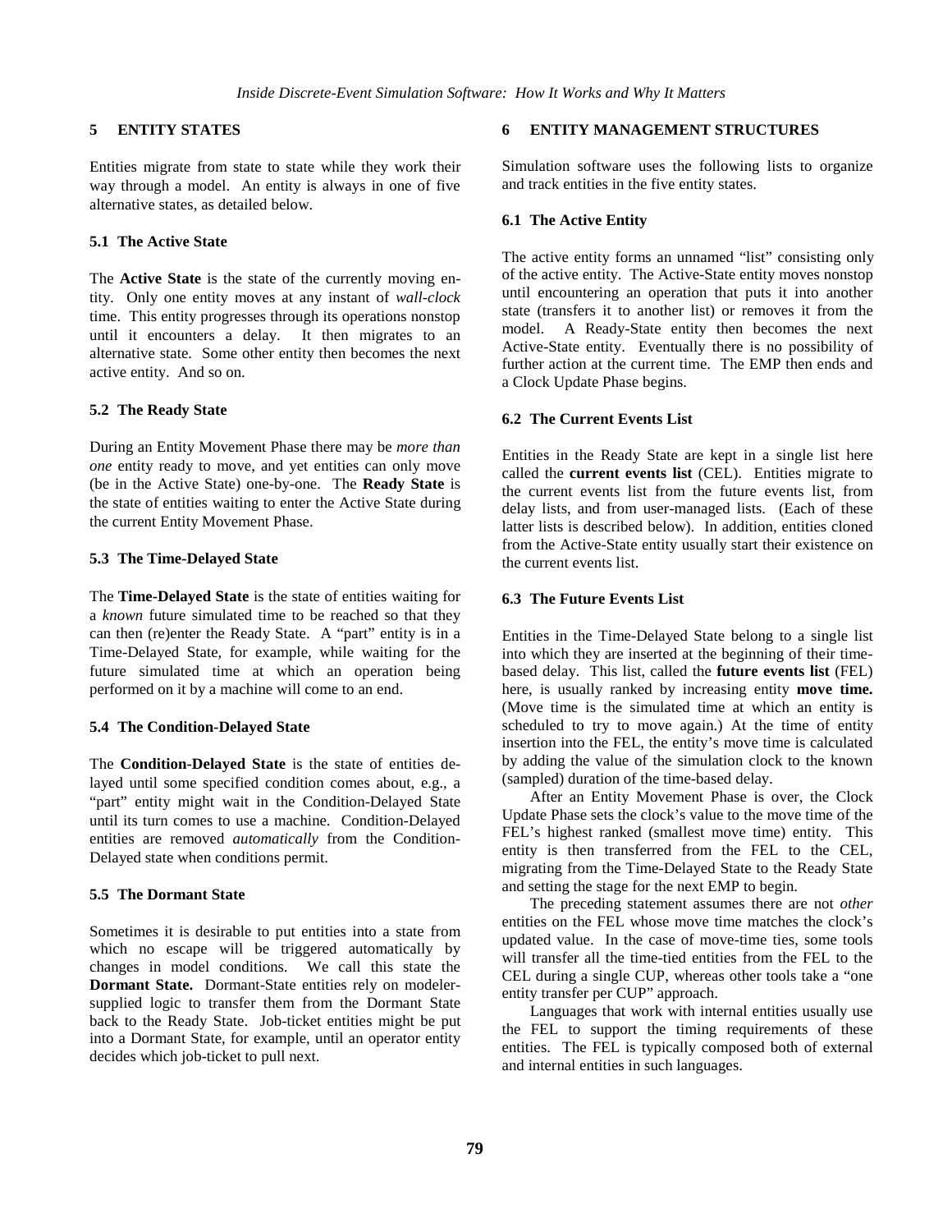## 5 ENTITY STATES

Entities migrate from state to state while they work their way through a model. An entity is always in one of five alternative states, as detailed below.

### 5.1 The Active State

The **Active State** is the state of the currently moving entity. Only one entity moves at any instant of *wall-clock* time. This entity progresses through its operations nonstop until it encounters a delay. It then migrates to an alternative state. Some other entity then becomes the next active entity. And so on.

### 5.2 The Ready State

During an Entity Movement Phase there may be *more than one* entity ready to move, and yet entities can only move (be in the Active State) one-by-one. The **Ready State** is the state of entities waiting to enter the Active State during the current Entity Movement Phase.

### 5.3 The Time-Delayed State

The **Time-Delayed State** is the state of entities waiting for a *known* future simulated time to be reached so that they can then (re)enter the Ready State. A "part" entity is in a Time-Delayed State, for example, while waiting for the future simulated time at which an operation being performed on it by a machine will come to an end.

### 5.4 The Condition-Delayed State

The **Condition-Delayed State** is the state of entities delayed until some specified condition comes about, e.g., a "part" entity might wait in the Condition-Delayed State until its turn comes to use a machine. Condition-Delayed entities are removed *automatically* from the Condition-Delayed state when conditions permit.

### 5.5 The Dormant State

Sometimes it is desirable to put entities into a state from which no escape will be triggered automatically by changes in model conditions. We call this state the **Dormant State.** Dormant-State entities rely on modeler-supplied logic to transfer them from the Dormant State back to the Ready State. Job-ticket entities might be put into a Dormant State, for example, until an operator entity decides which job-ticket to pull next.

## 6 ENTITY MANAGEMENT STRUCTURES

Simulation software uses the following lists to organize and track entities in the five entity states.

### 6.1 The Active Entity

The active entity forms an unnamed "list" consisting only of the active entity. The Active-State entity moves nonstop until encountering an operation that puts it into another state (transfers it to another list) or removes it from the model. A Ready-State entity then becomes the next Active-State entity. Eventually there is no possibility of further action at the current time. The EMP then ends and a Clock Update Phase begins.

### 6.2 The Current Events List

Entities in the Ready State are kept in a single list here called the **current events list** (CEL). Entities migrate to the current events list from the future events list, from delay lists, and from user-managed lists. (Each of these latter lists is described below). In addition, entities cloned from the Active-State entity usually start their existence on the current events list.

### 6.3 The Future Events List

Entities in the Time-Delayed State belong to a single list into which they are inserted at the beginning of their time-based delay. This list, called the **future events list** (FEL) here, is usually ranked by increasing entity **move time.** (Move time is the simulated time at which an entity is scheduled to try to move again.) At the time of entity insertion into the FEL, the entity's move time is calculated by adding the value of the simulation clock to the known (sampled) duration of the time-based delay.

After an Entity Movement Phase is over, the Clock Update Phase sets the clock's value to the move time of the FEL's highest ranked (smallest move time) entity. This entity is then transferred from the FEL to the CEL, migrating from the Time-Delayed State to the Ready State and setting the stage for the next EMP to begin.

The preceding statement assumes there are not *other* entities on the FEL whose move time matches the clock's updated value. In the case of move-time ties, some tools will transfer all the time-tied entities from the FEL to the CEL during a single CUP, whereas other tools take a "one entity transfer per CUP" approach.

Languages that work with internal entities usually use the FEL to support the timing requirements of these entities. The FEL is typically composed both of external and internal entities in such languages.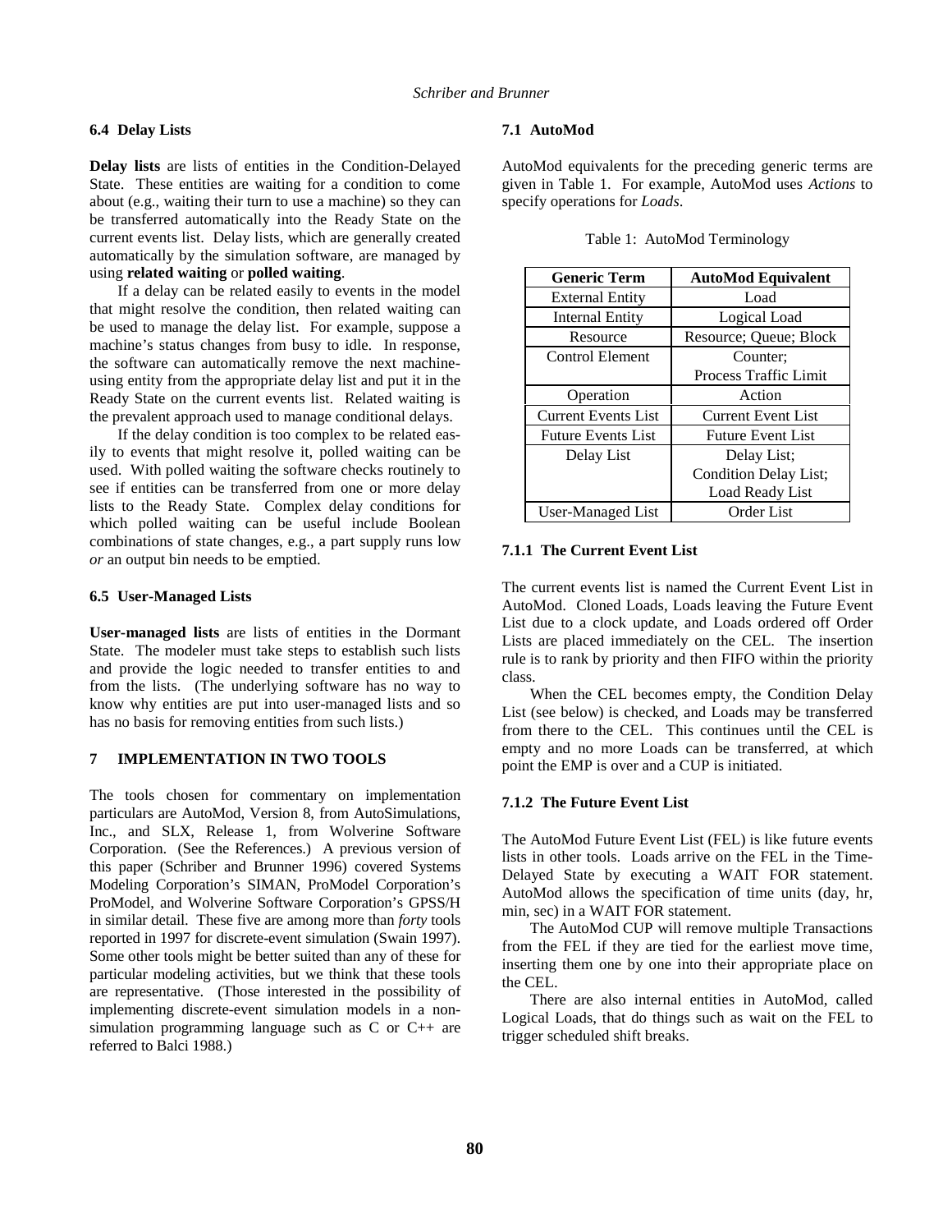### 6.4 Delay Lists

**Delay lists** are lists of entities in the Condition-Delayed State. These entities are waiting for a condition to come about (e.g., waiting their turn to use a machine) so they can be transferred automatically into the Ready State on the current events list. Delay lists, which are generally created automatically by the simulation software, are managed by using **related waiting** or **polled waiting**.

If a delay can be related easily to events in the model that might resolve the condition, then related waiting can be used to manage the delay list. For example, suppose a machine's status changes from busy to idle. In response, the software can automatically remove the next machine-using entity from the appropriate delay list and put it in the Ready State on the current events list. Related waiting is the prevalent approach used to manage conditional delays.

If the delay condition is too complex to be related easily to events that might resolve it, polled waiting can be used. With polled waiting the software checks routinely to see if entities can be transferred from one or more delay lists to the Ready State. Complex delay conditions for which polled waiting can be useful include Boolean combinations of state changes, e.g., a part supply runs low *or* an output bin needs to be emptied.

### 6.5 User-Managed Lists

**User-managed lists** are lists of entities in the Dormant State. The modeler must take steps to establish such lists and provide the logic needed to transfer entities to and from the lists. (The underlying software has no way to know why entities are put into user-managed lists and so has no basis for removing entities from such lists.)

## 7 IMPLEMENTATION IN TWO TOOLS

The tools chosen for commentary on implementation particulars are AutoMod, Version 8, from AutoSimulations, Inc., and SLX, Release 1, from Wolverine Software Corporation. (See the References.) A previous version of this paper (Schriber and Brunner 1996) covered Systems Modeling Corporation's SIMAN, ProModel Corporation's ProModel, and Wolverine Software Corporation's GPSS/H in similar detail. These five are among more than *forty* tools reported in 1997 for discrete-event simulation (Swain 1997). Some other tools might be better suited than any of these for particular modeling activities, but we think that these tools are representative. (Those interested in the possibility of implementing discrete-event simulation models in a non-simulation programming language such as C or C++ are referred to Balci 1988.)

### 7.1 AutoMod

AutoMod equivalents for the preceding generic terms are given in Table 1. For example, AutoMod uses *Actions* to specify operations for *Loads*.

Table 1: AutoMod Terminology

| Generic Term | AutoMod Equivalent |
|---|---|
| External Entity | Load |
| Internal Entity | Logical Load |
| Resource | Resource; Queue; Block |
| Control Element | Counter; Process Traffic Limit |
| Operation | Action |
| Current Events List | Current Event List |
| Future Events List | Future Event List |
| Delay List | Delay List; Condition Delay List; Load Ready List |
| User-Managed List | Order List |

#### 7.1.1 The Current Event List

The current events list is named the Current Event List in AutoMod. Cloned Loads, Loads leaving the Future Event List due to a clock update, and Loads ordered off Order Lists are placed immediately on the CEL. The insertion rule is to rank by priority and then FIFO within the priority class.

When the CEL becomes empty, the Condition Delay List (see below) is checked, and Loads may be transferred from there to the CEL. This continues until the CEL is empty and no more Loads can be transferred, at which point the EMP is over and a CUP is initiated.

#### 7.1.2 The Future Event List

The AutoMod Future Event List (FEL) is like future events lists in other tools. Loads arrive on the FEL in the Time-Delayed State by executing a WAIT FOR statement. AutoMod allows the specification of time units (day, hr, min, sec) in a WAIT FOR statement.

The AutoMod CUP will remove multiple Transactions from the FEL if they are tied for the earliest move time, inserting them one by one into their appropriate place on the CEL.

There are also internal entities in AutoMod, called Logical Loads, that do things such as wait on the FEL to trigger scheduled shift breaks.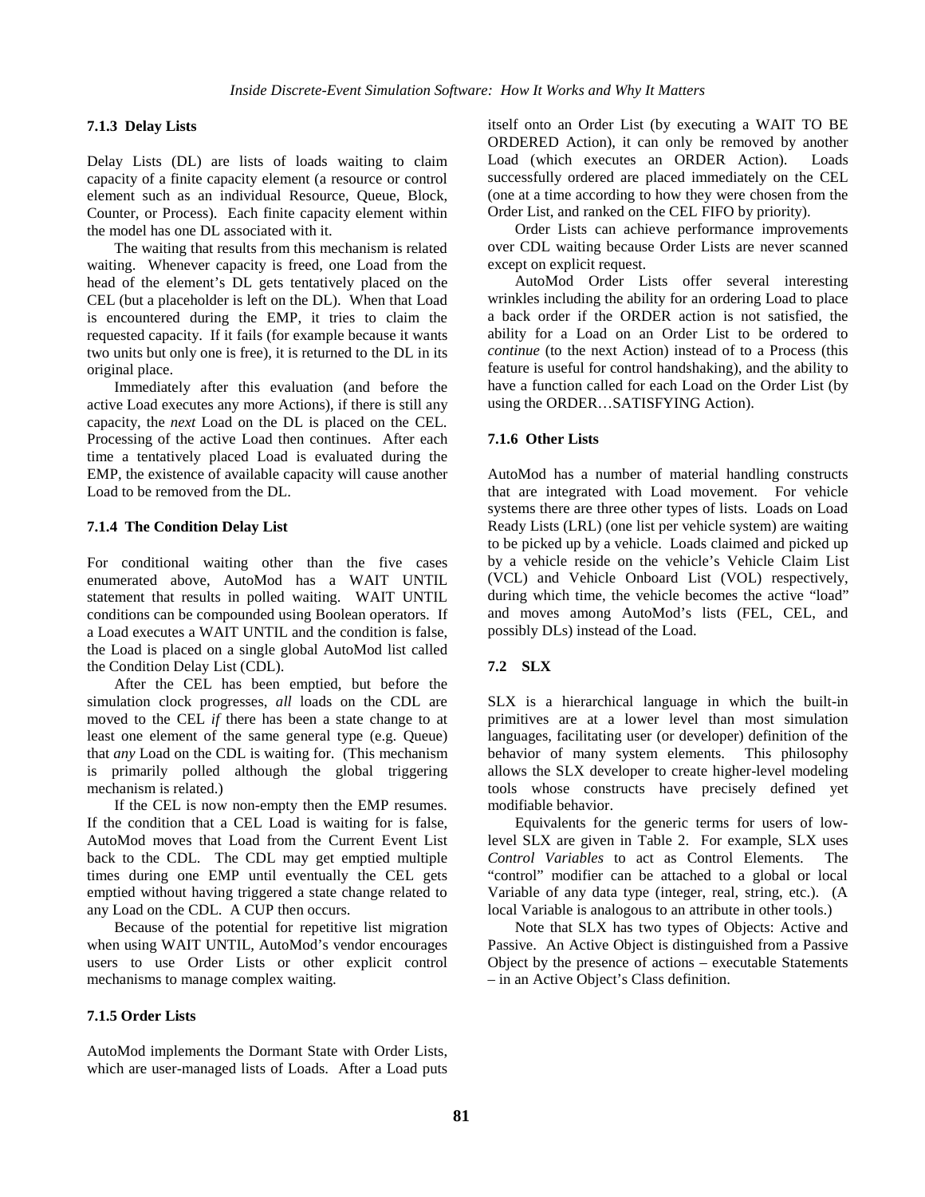### 7.1.3 Delay Lists

Delay Lists (DL) are lists of loads waiting to claim capacity of a finite capacity element (a resource or control element such as an individual Resource, Queue, Block, Counter, or Process). Each finite capacity element within the model has one DL associated with it.

The waiting that results from this mechanism is related waiting. Whenever capacity is freed, one Load from the head of the element's DL gets tentatively placed on the CEL (but a placeholder is left on the DL). When that Load is encountered during the EMP, it tries to claim the requested capacity. If it fails (for example because it wants two units but only one is free), it is returned to the DL in its original place.

Immediately after this evaluation (and before the active Load executes any more Actions), if there is still any capacity, the *next* Load on the DL is placed on the CEL. Processing of the active Load then continues. After each time a tentatively placed Load is evaluated during the EMP, the existence of available capacity will cause another Load to be removed from the DL.

### 7.1.4 The Condition Delay List

For conditional waiting other than the five cases enumerated above, AutoMod has a WAIT UNTIL statement that results in polled waiting. WAIT UNTIL conditions can be compounded using Boolean operators. If a Load executes a WAIT UNTIL and the condition is false, the Load is placed on a single global AutoMod list called the Condition Delay List (CDL).

After the CEL has been emptied, but before the simulation clock progresses, *all* loads on the CDL are moved to the CEL *if* there has been a state change to at least one element of the same general type (e.g. Queue) that *any* Load on the CDL is waiting for. (This mechanism is primarily polled although the global triggering mechanism is related.)

If the CEL is now non-empty then the EMP resumes. If the condition that a CEL Load is waiting for is false, AutoMod moves that Load from the Current Event List back to the CDL. The CDL may get emptied multiple times during one EMP until eventually the CEL gets emptied without having triggered a state change related to any Load on the CDL. A CUP then occurs.

Because of the potential for repetitive list migration when using WAIT UNTIL, AutoMod's vendor encourages users to use Order Lists or other explicit control mechanisms to manage complex waiting.

### 7.1.5 Order Lists

AutoMod implements the Dormant State with Order Lists, which are user-managed lists of Loads. After a Load puts itself onto an Order List (by executing a WAIT TO BE ORDERED Action), it can only be removed by another Load (which executes an ORDER Action). Loads successfully ordered are placed immediately on the CEL (one at a time according to how they were chosen from the Order List, and ranked on the CEL FIFO by priority).

Order Lists can achieve performance improvements over CDL waiting because Order Lists are never scanned except on explicit request.

AutoMod Order Lists offer several interesting wrinkles including the ability for an ordering Load to place a back order if the ORDER action is not satisfied, the ability for a Load on an Order List to be ordered to *continue* (to the next Action) instead of to a Process (this feature is useful for control handshaking), and the ability to have a function called for each Load on the Order List (by using the ORDER…SATISFYING Action).

### 7.1.6 Other Lists

AutoMod has a number of material handling constructs that are integrated with Load movement. For vehicle systems there are three other types of lists. Loads on Load Ready Lists (LRL) (one list per vehicle system) are waiting to be picked up by a vehicle. Loads claimed and picked up by a vehicle reside on the vehicle's Vehicle Claim List (VCL) and Vehicle Onboard List (VOL) respectively, during which time, the vehicle becomes the active "load" and moves among AutoMod's lists (FEL, CEL, and possibly DLs) instead of the Load.

## 7.2 SLX

SLX is a hierarchical language in which the built-in primitives are at a lower level than most simulation languages, facilitating user (or developer) definition of the behavior of many system elements. This philosophy allows the SLX developer to create higher-level modeling tools whose constructs have precisely defined yet modifiable behavior.

Equivalents for the generic terms for users of low-level SLX are given in Table 2. For example, SLX uses *Control Variables* to act as Control Elements. The "control" modifier can be attached to a global or local Variable of any data type (integer, real, string, etc.). (A local Variable is analogous to an attribute in other tools.)

Note that SLX has two types of Objects: Active and Passive. An Active Object is distinguished from a Passive Object by the presence of actions – executable Statements – in an Active Object's Class definition.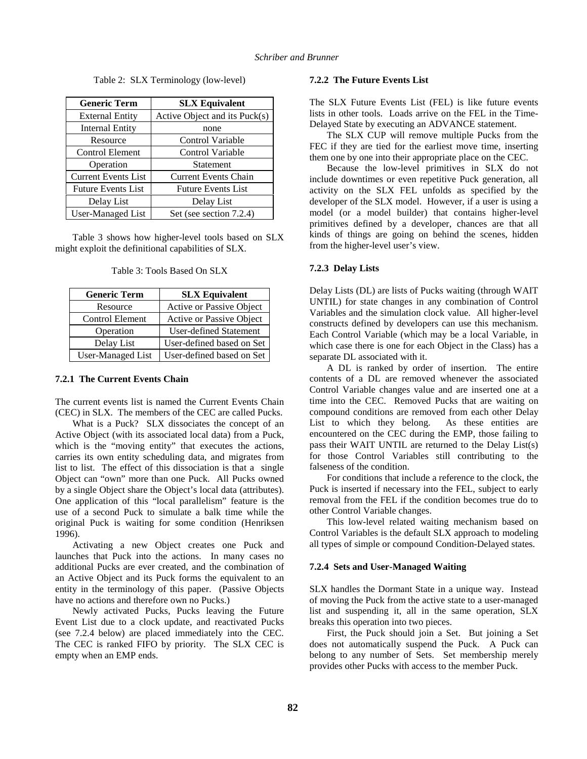Table 2: SLX Terminology (low-level)

| Generic Term | SLX Equivalent |
|---|---|
| External Entity | Active Object and its Puck(s) |
| Internal Entity | none |
| Resource | Control Variable |
| Control Element | Control Variable |
| Operation | Statement |
| Current Events List | Current Events Chain |
| Future Events List | Future Events List |
| Delay List | Delay List |
| User-Managed List | Set (see section 7.2.4) |

Table 3 shows how higher-level tools based on SLX might exploit the definitional capabilities of SLX.

Table 3: Tools Based On SLX

| Generic Term | SLX Equivalent |
|---|---|
| Resource | Active or Passive Object |
| Control Element | Active or Passive Object |
| Operation | User-defined Statement |
| Delay List | User-defined based on Set |
| User-Managed List | User-defined based on Set |

#### 7.2.1 The Current Events Chain

The current events list is named the Current Events Chain (CEC) in SLX. The members of the CEC are called Pucks.

What is a Puck? SLX dissociates the concept of an Active Object (with its associated local data) from a Puck, which is the "moving entity" that executes the actions, carries its own entity scheduling data, and migrates from list to list. The effect of this dissociation is that a single Object can "own" more than one Puck. All Pucks owned by a single Object share the Object's local data (attributes). One application of this "local parallelism" feature is the use of a second Puck to simulate a balk time while the original Puck is waiting for some condition (Henriksen 1996).

Activating a new Object creates one Puck and launches that Puck into the actions. In many cases no additional Pucks are ever created, and the combination of an Active Object and its Puck forms the equivalent to an entity in the terminology of this paper. (Passive Objects have no actions and therefore own no Pucks.)

Newly activated Pucks, Pucks leaving the Future Event List due to a clock update, and reactivated Pucks (see 7.2.4 below) are placed immediately into the CEC. The CEC is ranked FIFO by priority. The SLX CEC is empty when an EMP ends.

#### 7.2.2 The Future Events List

The SLX Future Events List (FEL) is like future events lists in other tools. Loads arrive on the FEL in the Time-Delayed State by executing an ADVANCE statement.

The SLX CUP will remove multiple Pucks from the FEC if they are tied for the earliest move time, inserting them one by one into their appropriate place on the CEC.

Because the low-level primitives in SLX do not include downtimes or even repetitive Puck generation, all activity on the SLX FEL unfolds as specified by the developer of the SLX model. However, if a user is using a model (or a model builder) that contains higher-level primitives defined by a developer, chances are that all kinds of things are going on behind the scenes, hidden from the higher-level user's view.

#### 7.2.3 Delay Lists

Delay Lists (DL) are lists of Pucks waiting (through WAIT UNTIL) for state changes in any combination of Control Variables and the simulation clock value. All higher-level constructs defined by developers can use this mechanism. Each Control Variable (which may be a local Variable, in which case there is one for each Object in the Class) has a separate DL associated with it.

A DL is ranked by order of insertion. The entire contents of a DL are removed whenever the associated Control Variable changes value and are inserted one at a time into the CEC. Removed Pucks that are waiting on compound conditions are removed from each other Delay List to which they belong. As these entities are encountered on the CEC during the EMP, those failing to pass their WAIT UNTIL are returned to the Delay List(s) for those Control Variables still contributing to the falseness of the condition.

For conditions that include a reference to the clock, the Puck is inserted if necessary into the FEL, subject to early removal from the FEL if the condition becomes true do to other Control Variable changes.

This low-level related waiting mechanism based on Control Variables is the default SLX approach to modeling all types of simple or compound Condition-Delayed states.

#### 7.2.4 Sets and User-Managed Waiting

SLX handles the Dormant State in a unique way. Instead of moving the Puck from the active state to a user-managed list and suspending it, all in the same operation, SLX breaks this operation into two pieces.

First, the Puck should join a Set. But joining a Set does not automatically suspend the Puck. A Puck can belong to any number of Sets. Set membership merely provides other Pucks with access to the member Puck.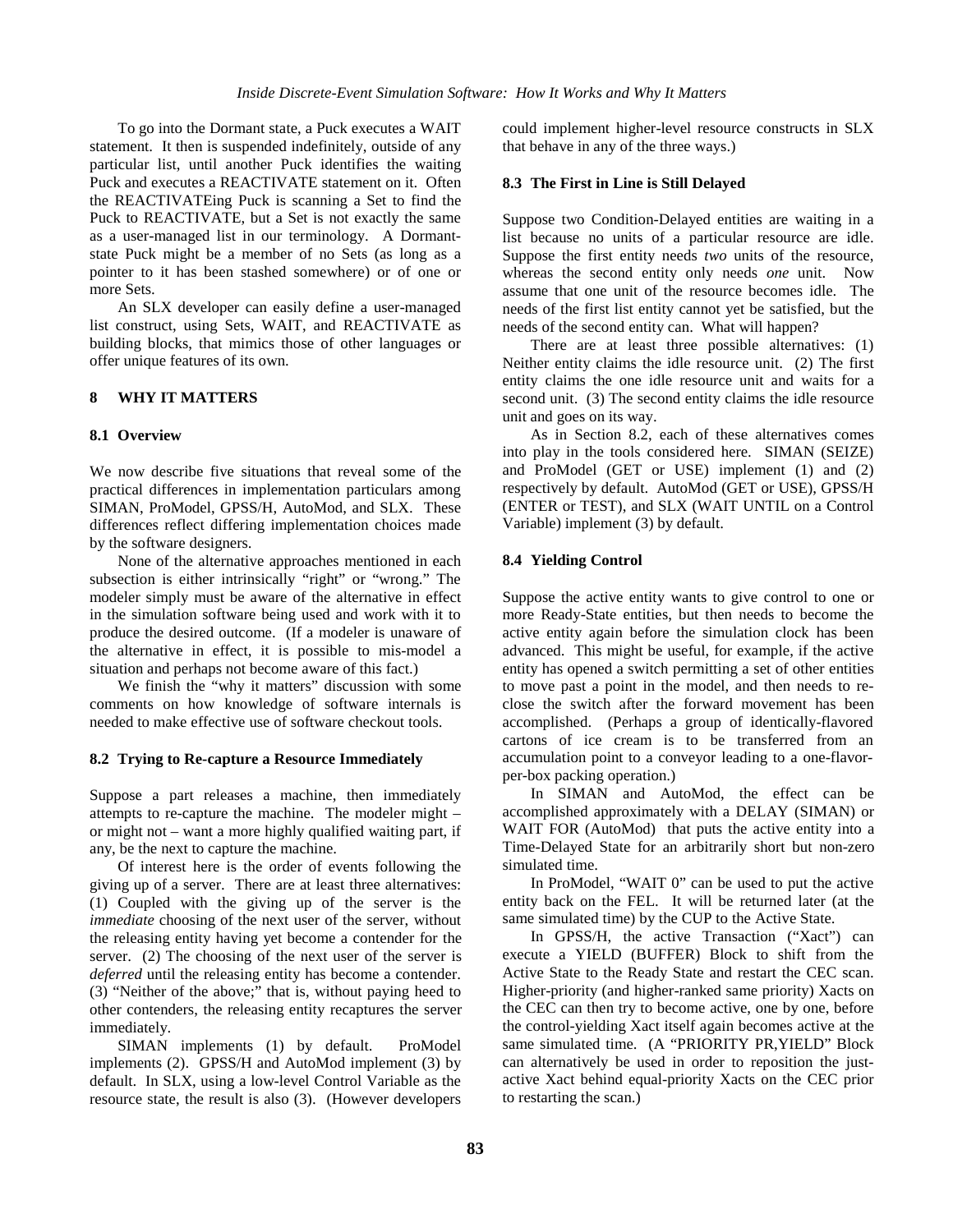To go into the Dormant state, a Puck executes a WAIT statement. It then is suspended indefinitely, outside of any particular list, until another Puck identifies the waiting Puck and executes a REACTIVATE statement on it. Often the REACTIVATEing Puck is scanning a Set to find the Puck to REACTIVATE, but a Set is not exactly the same as a user-managed list in our terminology. A Dormant-state Puck might be a member of no Sets (as long as a pointer to it has been stashed somewhere) or of one or more Sets.

An SLX developer can easily define a user-managed list construct, using Sets, WAIT, and REACTIVATE as building blocks, that mimics those of other languages or offer unique features of its own.

## 8 WHY IT MATTERS

### 8.1 Overview

We now describe five situations that reveal some of the practical differences in implementation particulars among SIMAN, ProModel, GPSS/H, AutoMod, and SLX. These differences reflect differing implementation choices made by the software designers.

None of the alternative approaches mentioned in each subsection is either intrinsically "right" or "wrong." The modeler simply must be aware of the alternative in effect in the simulation software being used and work with it to produce the desired outcome. (If a modeler is unaware of the alternative in effect, it is possible to mis-model a situation and perhaps not become aware of this fact.)

We finish the "why it matters" discussion with some comments on how knowledge of software internals is needed to make effective use of software checkout tools.

### 8.2 Trying to Re-capture a Resource Immediately

Suppose a part releases a machine, then immediately attempts to re-capture the machine. The modeler might – or might not – want a more highly qualified waiting part, if any, be the next to capture the machine.

Of interest here is the order of events following the giving up of a server. There are at least three alternatives: (1) Coupled with the giving up of the server is the *immediate* choosing of the next user of the server, without the releasing entity having yet become a contender for the server. (2) The choosing of the next user of the server is *deferred* until the releasing entity has become a contender. (3) "Neither of the above;" that is, without paying heed to other contenders, the releasing entity recaptures the server immediately.

SIMAN implements (1) by default. ProModel implements (2). GPSS/H and AutoMod implement (3) by default. In SLX, using a low-level Control Variable as the resource state, the result is also (3). (However developers could implement higher-level resource constructs in SLX that behave in any of the three ways.)

### 8.3 The First in Line is Still Delayed

Suppose two Condition-Delayed entities are waiting in a list because no units of a particular resource are idle. Suppose the first entity needs *two* units of the resource, whereas the second entity only needs *one* unit. Now assume that one unit of the resource becomes idle. The needs of the first list entity cannot yet be satisfied, but the needs of the second entity can. What will happen?

There are at least three possible alternatives: (1) Neither entity claims the idle resource unit. (2) The first entity claims the one idle resource unit and waits for a second unit. (3) The second entity claims the idle resource unit and goes on its way.

As in Section 8.2, each of these alternatives comes into play in the tools considered here. SIMAN (SEIZE) and ProModel (GET or USE) implement (1) and (2) respectively by default. AutoMod (GET or USE), GPSS/H (ENTER or TEST), and SLX (WAIT UNTIL on a Control Variable) implement (3) by default.

### 8.4 Yielding Control

Suppose the active entity wants to give control to one or more Ready-State entities, but then needs to become the active entity again before the simulation clock has been advanced. This might be useful, for example, if the active entity has opened a switch permitting a set of other entities to move past a point in the model, and then needs to re-close the switch after the forward movement has been accomplished. (Perhaps a group of identically-flavored cartons of ice cream is to be transferred from an accumulation point to a conveyor leading to a one-flavor-per-box packing operation.)

In SIMAN and AutoMod, the effect can be accomplished approximately with a DELAY (SIMAN) or WAIT FOR (AutoMod) that puts the active entity into a Time-Delayed State for an arbitrarily short but non-zero simulated time.

In ProModel, "WAIT 0" can be used to put the active entity back on the FEL. It will be returned later (at the same simulated time) by the CUP to the Active State.

In GPSS/H, the active Transaction ("Xact") can execute a YIELD (BUFFER) Block to shift from the Active State to the Ready State and restart the CEC scan. Higher-priority (and higher-ranked same priority) Xacts on the CEC can then try to become active, one by one, before the control-yielding Xact itself again becomes active at the same simulated time. (A "PRIORITY PR,YIELD" Block can alternatively be used in order to reposition the just-active Xact behind equal-priority Xacts on the CEC prior to restarting the scan.)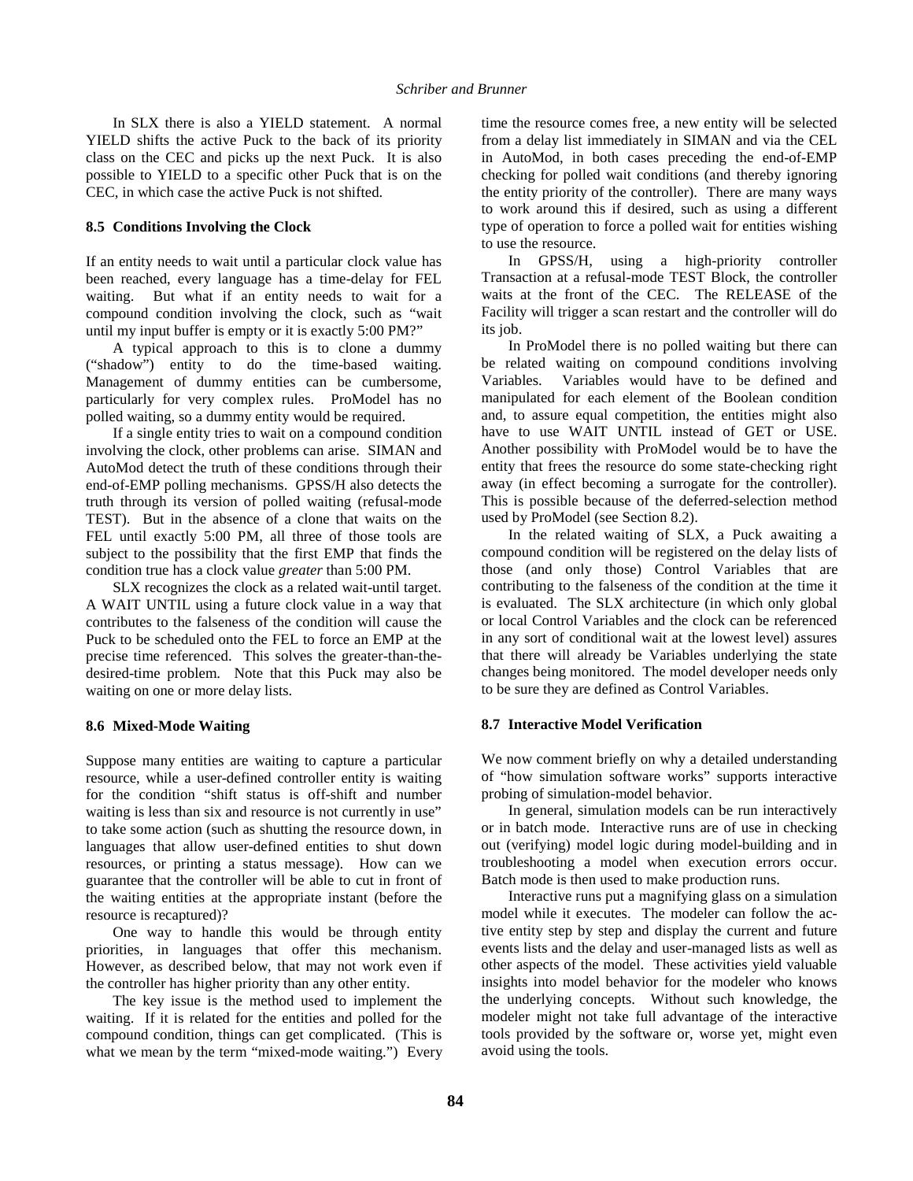In SLX there is also a YIELD statement. A normal YIELD shifts the active Puck to the back of its priority class on the CEC and picks up the next Puck. It is also possible to YIELD to a specific other Puck that is on the CEC, in which case the active Puck is not shifted.

### 8.5 Conditions Involving the Clock

If an entity needs to wait until a particular clock value has been reached, every language has a time-delay for FEL waiting. But what if an entity needs to wait for a compound condition involving the clock, such as "wait until my input buffer is empty or it is exactly 5:00 PM?"

A typical approach to this is to clone a dummy ("shadow") entity to do the time-based waiting. Management of dummy entities can be cumbersome, particularly for very complex rules. ProModel has no polled waiting, so a dummy entity would be required.

If a single entity tries to wait on a compound condition involving the clock, other problems can arise. SIMAN and AutoMod detect the truth of these conditions through their end-of-EMP polling mechanisms. GPSS/H also detects the truth through its version of polled waiting (refusal-mode TEST). But in the absence of a clone that waits on the FEL until exactly 5:00 PM, all three of those tools are subject to the possibility that the first EMP that finds the condition true has a clock value *greater* than 5:00 PM.

SLX recognizes the clock as a related wait-until target. A WAIT UNTIL using a future clock value in a way that contributes to the falseness of the condition will cause the Puck to be scheduled onto the FEL to force an EMP at the precise time referenced. This solves the greater-than-the-desired-time problem. Note that this Puck may also be waiting on one or more delay lists.

### 8.6 Mixed-Mode Waiting

Suppose many entities are waiting to capture a particular resource, while a user-defined controller entity is waiting for the condition "shift status is off-shift and number waiting is less than six and resource is not currently in use" to take some action (such as shutting the resource down, in languages that allow user-defined entities to shut down resources, or printing a status message). How can we guarantee that the controller will be able to cut in front of the waiting entities at the appropriate instant (before the resource is recaptured)?

One way to handle this would be through entity priorities, in languages that offer this mechanism. However, as described below, that may not work even if the controller has higher priority than any other entity.

The key issue is the method used to implement the waiting. If it is related for the entities and polled for the compound condition, things can get complicated. (This is what we mean by the term "mixed-mode waiting.") Every time the resource comes free, a new entity will be selected from a delay list immediately in SIMAN and via the CEL in AutoMod, in both cases preceding the end-of-EMP checking for polled wait conditions (and thereby ignoring the entity priority of the controller). There are many ways to work around this if desired, such as using a different type of operation to force a polled wait for entities wishing to use the resource.

In GPSS/H, using a high-priority controller Transaction at a refusal-mode TEST Block, the controller waits at the front of the CEC. The RELEASE of the Facility will trigger a scan restart and the controller will do its job.

In ProModel there is no polled waiting but there can be related waiting on compound conditions involving Variables. Variables would have to be defined and manipulated for each element of the Boolean condition and, to assure equal competition, the entities might also have to use WAIT UNTIL instead of GET or USE. Another possibility with ProModel would be to have the entity that frees the resource do some state-checking right away (in effect becoming a surrogate for the controller). This is possible because of the deferred-selection method used by ProModel (see Section 8.2).

In the related waiting of SLX, a Puck awaiting a compound condition will be registered on the delay lists of those (and only those) Control Variables that are contributing to the falseness of the condition at the time it is evaluated. The SLX architecture (in which only global or local Control Variables and the clock can be referenced in any sort of conditional wait at the lowest level) assures that there will already be Variables underlying the state changes being monitored. The model developer needs only to be sure they are defined as Control Variables.

### 8.7 Interactive Model Verification

We now comment briefly on why a detailed understanding of "how simulation software works" supports interactive probing of simulation-model behavior.

In general, simulation models can be run interactively or in batch mode. Interactive runs are of use in checking out (verifying) model logic during model-building and in troubleshooting a model when execution errors occur. Batch mode is then used to make production runs.

Interactive runs put a magnifying glass on a simulation model while it executes. The modeler can follow the active entity step by step and display the current and future events lists and the delay and user-managed lists as well as other aspects of the model. These activities yield valuable insights into model behavior for the modeler who knows the underlying concepts. Without such knowledge, the modeler might not take full advantage of the interactive tools provided by the software or, worse yet, might even avoid using the tools.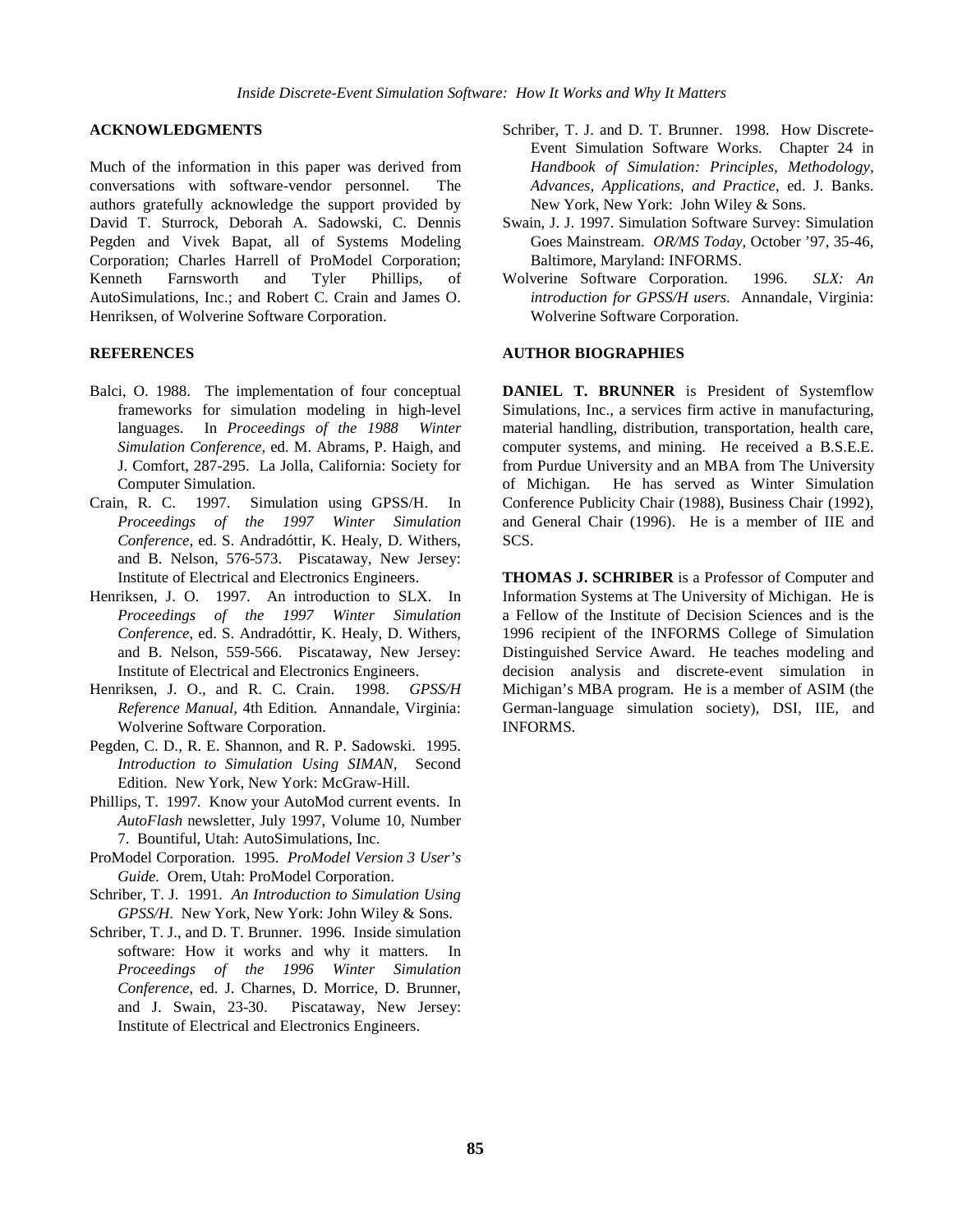## ACKNOWLEDGMENTS

Much of the information in this paper was derived from conversations with software-vendor personnel. The authors gratefully acknowledge the support provided by David T. Sturrock, Deborah A. Sadowski, C. Dennis Pegden and Vivek Bapat, all of Systems Modeling Corporation; Charles Harrell of ProModel Corporation; Kenneth Farnsworth and Tyler Phillips, of AutoSimulations, Inc.; and Robert C. Crain and James O. Henriksen, of Wolverine Software Corporation.

## REFERENCES

Balci, O. 1988. The implementation of four conceptual frameworks for simulation modeling in high-level languages. In *Proceedings of the 1988 Winter Simulation Conference,* ed. M. Abrams, P. Haigh, and J. Comfort, 287-295. La Jolla, California: Society for Computer Simulation.

Crain, R. C. 1997. Simulation using GPSS/H. In *Proceedings of the 1997 Winter Simulation Conference,* ed. S. Andradóttir, K. Healy, D. Withers, and B. Nelson, 576-573. Piscataway, New Jersey: Institute of Electrical and Electronics Engineers.

Henriksen, J. O. 1997. An introduction to SLX. In *Proceedings of the 1997 Winter Simulation Conference*, ed. S. Andradóttir, K. Healy, D. Withers, and B. Nelson, 559-566. Piscataway, New Jersey: Institute of Electrical and Electronics Engineers.

Henriksen, J. O., and R. C. Crain. 1998. *GPSS/H Reference Manual,* 4th Edition*.* Annandale, Virginia: Wolverine Software Corporation.

Pegden, C. D., R. E. Shannon, and R. P. Sadowski. 1995. *Introduction to Simulation Using SIMAN,* Second Edition. New York, New York: McGraw-Hill.

Phillips, T. 1997*.* Know your AutoMod current events. In *AutoFlash* newsletter, July 1997, Volume 10, Number 7. Bountiful, Utah: AutoSimulations, Inc.

ProModel Corporation. 1995. *ProModel Version 3 User's Guide.* Orem, Utah: ProModel Corporation.

Schriber, T. J. 1991. *An Introduction to Simulation Using GPSS/H*. New York, New York: John Wiley & Sons.

Schriber, T. J., and D. T. Brunner. 1996. Inside simulation software: How it works and why it matters. In *Proceedings of the 1996 Winter Simulation Conference*, ed. J. Charnes, D. Morrice, D. Brunner, and J. Swain, 23-30. Piscataway, New Jersey: Institute of Electrical and Electronics Engineers.

Schriber, T. J. and D. T. Brunner. 1998. How Discrete-Event Simulation Software Works. Chapter 24 in *Handbook of Simulation: Principles, Methodology, Advances, Applications, and Practice*, ed. J. Banks. New York, New York: John Wiley & Sons.

Swain, J. J. 1997. Simulation Software Survey: Simulation Goes Mainstream. *OR/MS Today*, October '97, 35-46, Baltimore, Maryland: INFORMS.

Wolverine Software Corporation. 1996. *SLX: An introduction for GPSS/H users*. Annandale, Virginia: Wolverine Software Corporation.

## AUTHOR BIOGRAPHIES

**DANIEL T. BRUNNER** is President of Systemflow Simulations, Inc., a services firm active in manufacturing, material handling, distribution, transportation, health care, computer systems, and mining. He received a B.S.E.E. from Purdue University and an MBA from The University of Michigan. He has served as Winter Simulation Conference Publicity Chair (1988), Business Chair (1992), and General Chair (1996). He is a member of IIE and SCS.

**THOMAS J. SCHRIBER** is a Professor of Computer and Information Systems at The University of Michigan. He is a Fellow of the Institute of Decision Sciences and is the 1996 recipient of the INFORMS College of Simulation Distinguished Service Award. He teaches modeling and decision analysis and discrete-event simulation in Michigan's MBA program. He is a member of ASIM (the German-language simulation society), DSI, IIE, and INFORMS.